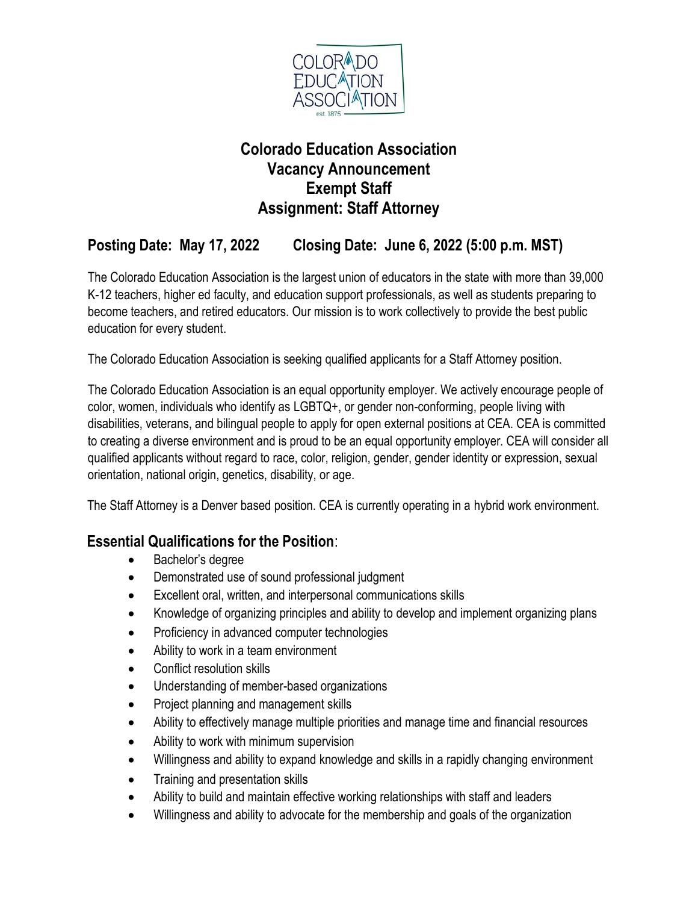# Colorado Education Association
# Vacancy Announcement
# Exempt Staff
# Assignment: Staff Attorney

## Posting Date: May 17, 2022 Closing Date: June 6, 2022 (5:00 p.m. MST)

The Colorado Education Association is the largest union of educators in the state with more than 39,000 K-12 teachers, higher ed faculty, and education support professionals, as well as students preparing to become teachers, and retired educators. Our mission is to work collectively to provide the best public education for every student.

The Colorado Education Association is seeking qualified applicants for a Staff Attorney position.

The Colorado Education Association is an equal opportunity employer. We actively encourage people of color, women, individuals who identify as LGBTQ+, or gender non-conforming, people living with disabilities, veterans, and bilingual people to apply for open external positions at CEA. CEA is committed to creating a diverse environment and is proud to be an equal opportunity employer. CEA will consider all qualified applicants without regard to race, color, religion, gender, gender identity or expression, sexual orientation, national origin, genetics, disability, or age.

The Staff Attorney is a Denver based position. CEA is currently operating in a hybrid work environment.

## Essential Qualifications for the Position:

- Bachelor's degree
- Demonstrated use of sound professional judgment
- Excellent oral, written, and interpersonal communications skills
- Knowledge of organizing principles and ability to develop and implement organizing plans
- Proficiency in advanced computer technologies
- Ability to work in a team environment
- Conflict resolution skills
- Understanding of member-based organizations
- Project planning and management skills
- Ability to effectively manage multiple priorities and manage time and financial resources
- Ability to work with minimum supervision
- Willingness and ability to expand knowledge and skills in a rapidly changing environment
- Training and presentation skills
- Ability to build and maintain effective working relationships with staff and leaders
- Willingness and ability to advocate for the membership and goals of the organization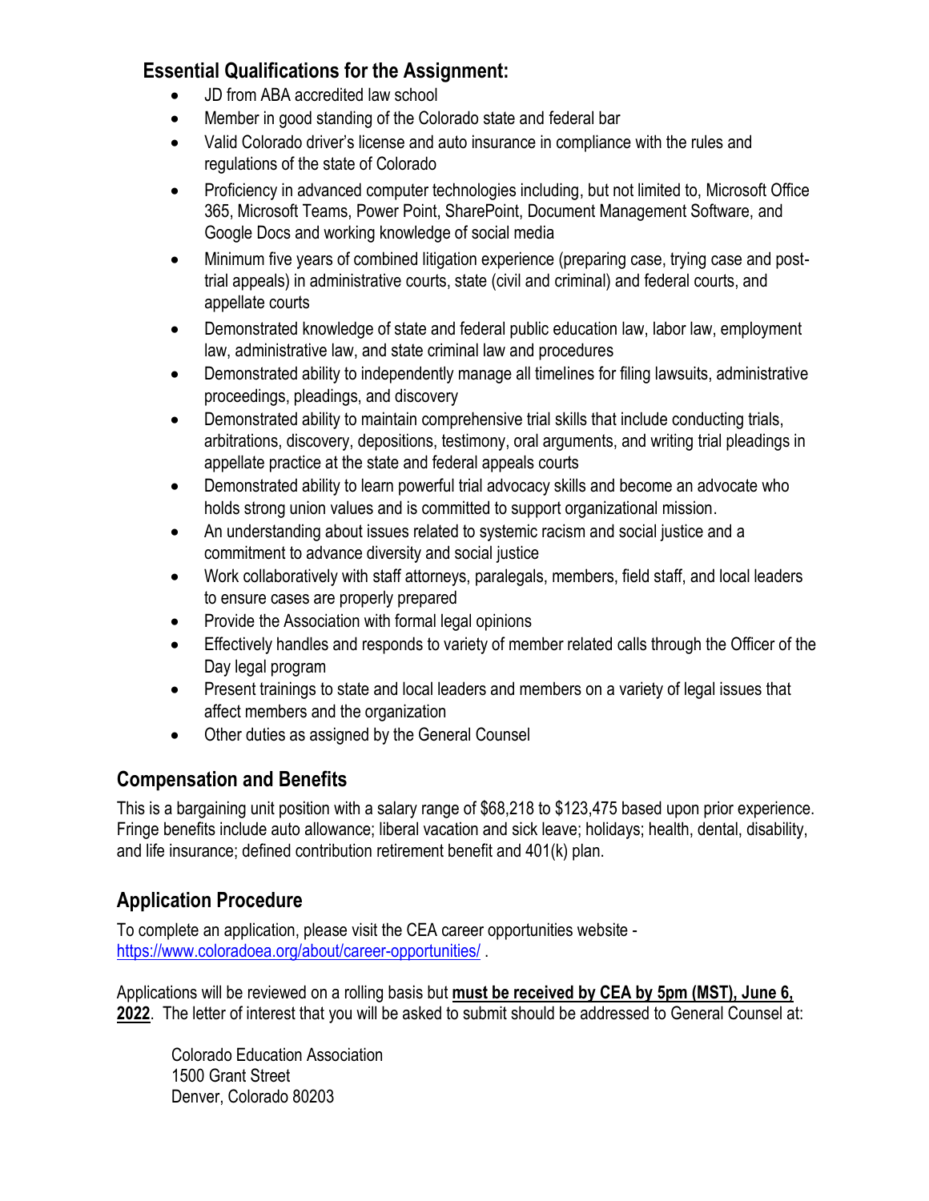## Essential Qualifications for the Assignment:

- JD from ABA accredited law school
- Member in good standing of the Colorado state and federal bar
- Valid Colorado driver's license and auto insurance in compliance with the rules and regulations of the state of Colorado
- Proficiency in advanced computer technologies including, but not limited to, Microsoft Office 365, Microsoft Teams, Power Point, SharePoint, Document Management Software, and Google Docs and working knowledge of social media
- Minimum five years of combined litigation experience (preparing case, trying case and post-trial appeals) in administrative courts, state (civil and criminal) and federal courts, and appellate courts
- Demonstrated knowledge of state and federal public education law, labor law, employment law, administrative law, and state criminal law and procedures
- Demonstrated ability to independently manage all timelines for filing lawsuits, administrative proceedings, pleadings, and discovery
- Demonstrated ability to maintain comprehensive trial skills that include conducting trials, arbitrations, discovery, depositions, testimony, oral arguments, and writing trial pleadings in appellate practice at the state and federal appeals courts
- Demonstrated ability to learn powerful trial advocacy skills and become an advocate who holds strong union values and is committed to support organizational mission.
- An understanding about issues related to systemic racism and social justice and a commitment to advance diversity and social justice
- Work collaboratively with staff attorneys, paralegals, members, field staff, and local leaders to ensure cases are properly prepared
- Provide the Association with formal legal opinions
- Effectively handles and responds to variety of member related calls through the Officer of the Day legal program
- Present trainings to state and local leaders and members on a variety of legal issues that affect members and the organization
- Other duties as assigned by the General Counsel

## Compensation and Benefits

This is a bargaining unit position with a salary range of $68,218 to $123,475 based upon prior experience. Fringe benefits include auto allowance; liberal vacation and sick leave; holidays; health, dental, disability, and life insurance; defined contribution retirement benefit and 401(k) plan.

## Application Procedure

To complete an application, please visit the CEA career opportunities website - https://www.coloradoea.org/about/career-opportunities/ .

Applications will be reviewed on a rolling basis but **must be received by CEA by 5pm (MST), June 6, 2022**. The letter of interest that you will be asked to submit should be addressed to General Counsel at:

Colorado Education Association
1500 Grant Street
Denver, Colorado 80203